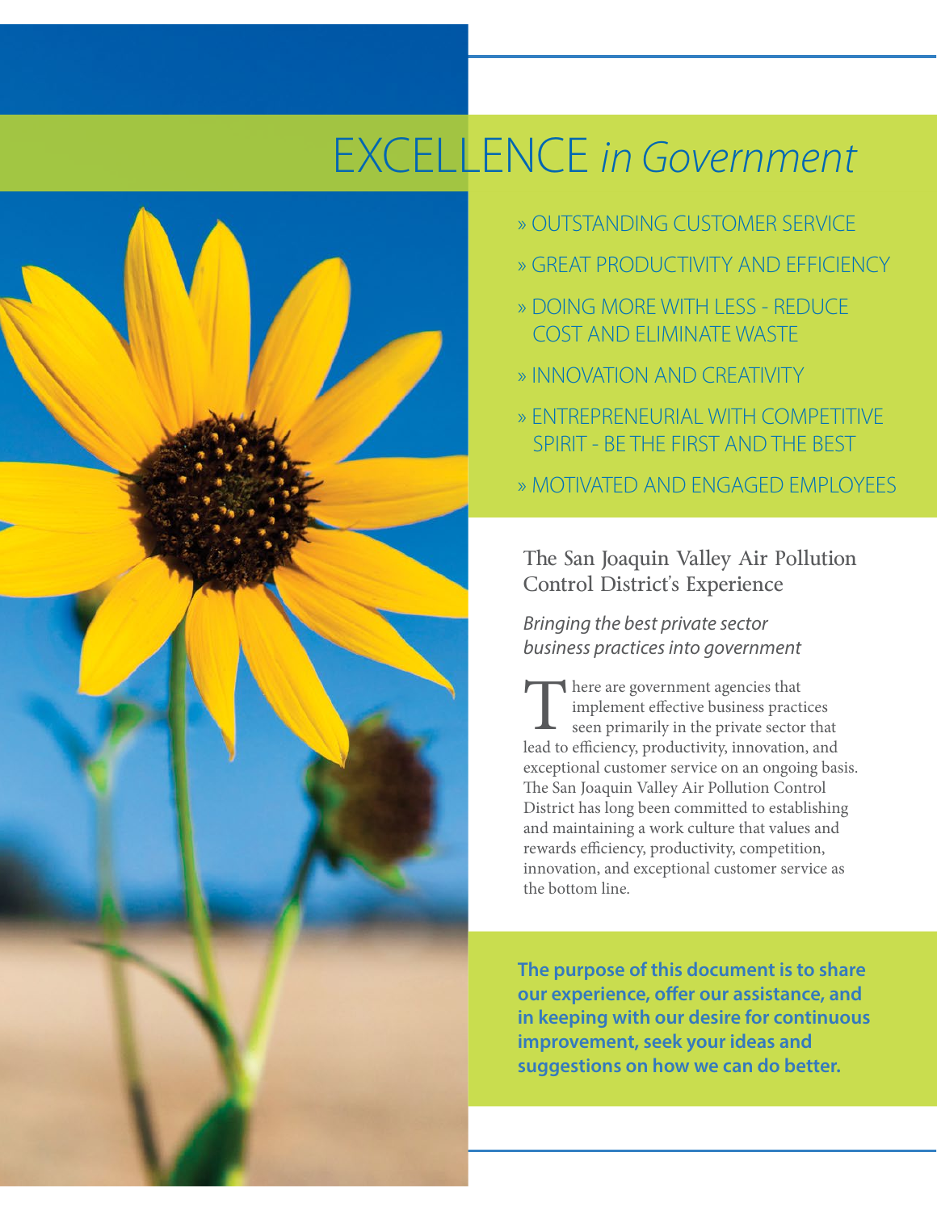# EXCELLENCE *in Government*

- » OUTSTANDING CUSTOMER SERVICE
- » GREAT PRODUCTIVITY AND EFFICIENCY
- » DOING MORE WITH LESS - REDUCE COST AND ELIMINATE WASTE
- » INNOVATION AND CREATIVITY
- » ENTREPRENEURIAL WITH COMPETITIVE SPIRIT - BE THE FIRST AND THE BEST
- » MOTIVATED AND ENGAGED EMPLOYEES

## The San Joaquin Valley Air Pollution Control District's Experience

*Bringing the best private sector business practices into government*

There are government agencies that implement effective business practices seen primarily in the private sector that lead to efficiency, productivity, innovation, and exceptional customer service on an ongoing basis. The San Joaquin Valley Air Pollution Control District has long been committed to establishing and maintaining a work culture that values and rewards efficiency, productivity, competition, innovation, and exceptional customer service as the bottom line.

**The purpose of this document is to share our experience, offer our assistance, and in keeping with our desire for continuous improvement, seek your ideas and suggestions on how we can do better.**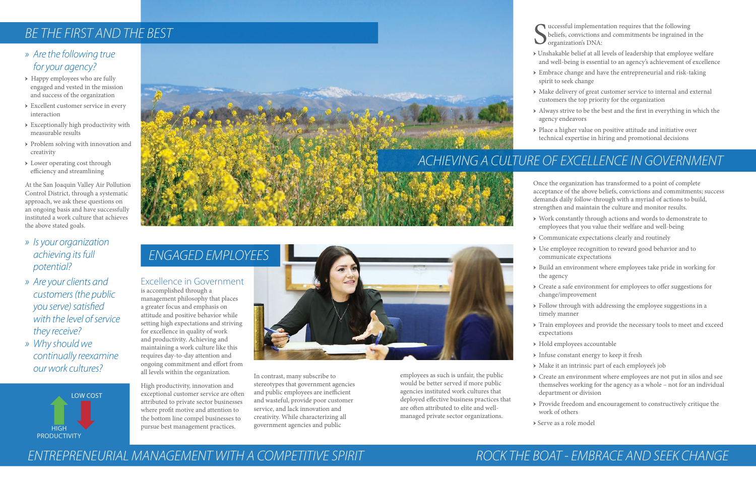## BE THE FIRST AND THE BEST

### » Are the following true for your agency?

- Happy employees who are fully engaged and vested in the mission and success of the organization
- Excellent customer service in every interaction
- Exceptionally high productivity with measurable results
- Problem solving with innovation and creativity
- Lower operating cost through efficiency and streamlining

At the San Joaquin Valley Air Pollution Control District, through a systematic approach, we ask these questions on an ongoing basis and have successfully instituted a work culture that achieves the above stated goals.

### » Is your organization achieving its full potential?

### » Are your clients and customers (the public you serve) satisfied with the level of service they receive?

### » Why should we continually reexamine our work cultures?

LOW COST

HIGH PRODUCTIVITY

## ENGAGED EMPLOYEES

### Excellence in Government

is accomplished through a management philosophy that places a greater focus and emphasis on attitude and positive behavior while setting high expectations and striving for excellence in quality of work and productivity. Achieving and maintaining a work culture like this requires day-to-day attention and ongoing commitment and effort from all levels within the organization.

High productivity, innovation and exceptional customer service are often attributed to private sector businesses where profit motive and attention to the bottom line compel businesses to pursue best management practices.

In contrast, many subscribe to stereotypes that government agencies and public employees are inefficient and wasteful, provide poor customer service, and lack innovation and creativity. While characterizing all government agencies and public employees as such is unfair, the public would be better served if more public agencies instituted work cultures that deployed effective business practices that are often attributed to elite and well-managed private sector organizations.

## ENTREPRENEURIAL MANAGEMENT WITH A COMPETITIVE SPIRIT

Successful implementation requires that the following beliefs, convictions and commitments be ingrained in the organization's DNA:

- Unshakable belief at all levels of leadership that employee welfare and well-being is essential to an agency's achievement of excellence
- Embrace change and have the entrepreneurial and risk-taking spirit to seek change
- Make delivery of great customer service to internal and external customers the top priority for the organization
- Always strive to be the best and the first in everything in which the agency endeavors
- Place a higher value on positive attitude and initiative over technical expertise in hiring and promotional decisions

## ACHIEVING A CULTURE OF EXCELLENCE IN GOVERNMENT

Once the organization has transformed to a point of complete acceptance of the above beliefs, convictions and commitments; success demands daily follow-through with a myriad of actions to build, strengthen and maintain the culture and monitor results.

- Work constantly through actions and words to demonstrate to employees that you value their welfare and well-being
- Communicate expectations clearly and routinely
- Use employee recognition to reward good behavior and to communicate expectations
- Build an environment where employees take pride in working for the agency
- Create a safe environment for employees to offer suggestions for change/improvement
- Follow through with addressing the employee suggestions in a timely manner
- Train employees and provide the necessary tools to meet and exceed expectations
- Hold employees accountable
- Infuse constant energy to keep it fresh
- Make it an intrinsic part of each employee's job
- Create an environment where employees are not put in silos and see themselves working for the agency as a whole – not for an individual department or division
- Provide freedom and encouragement to constructively critique the work of others
- Serve as a role model

## ROCK THE BOAT - EMBRACE AND SEEK CHANGE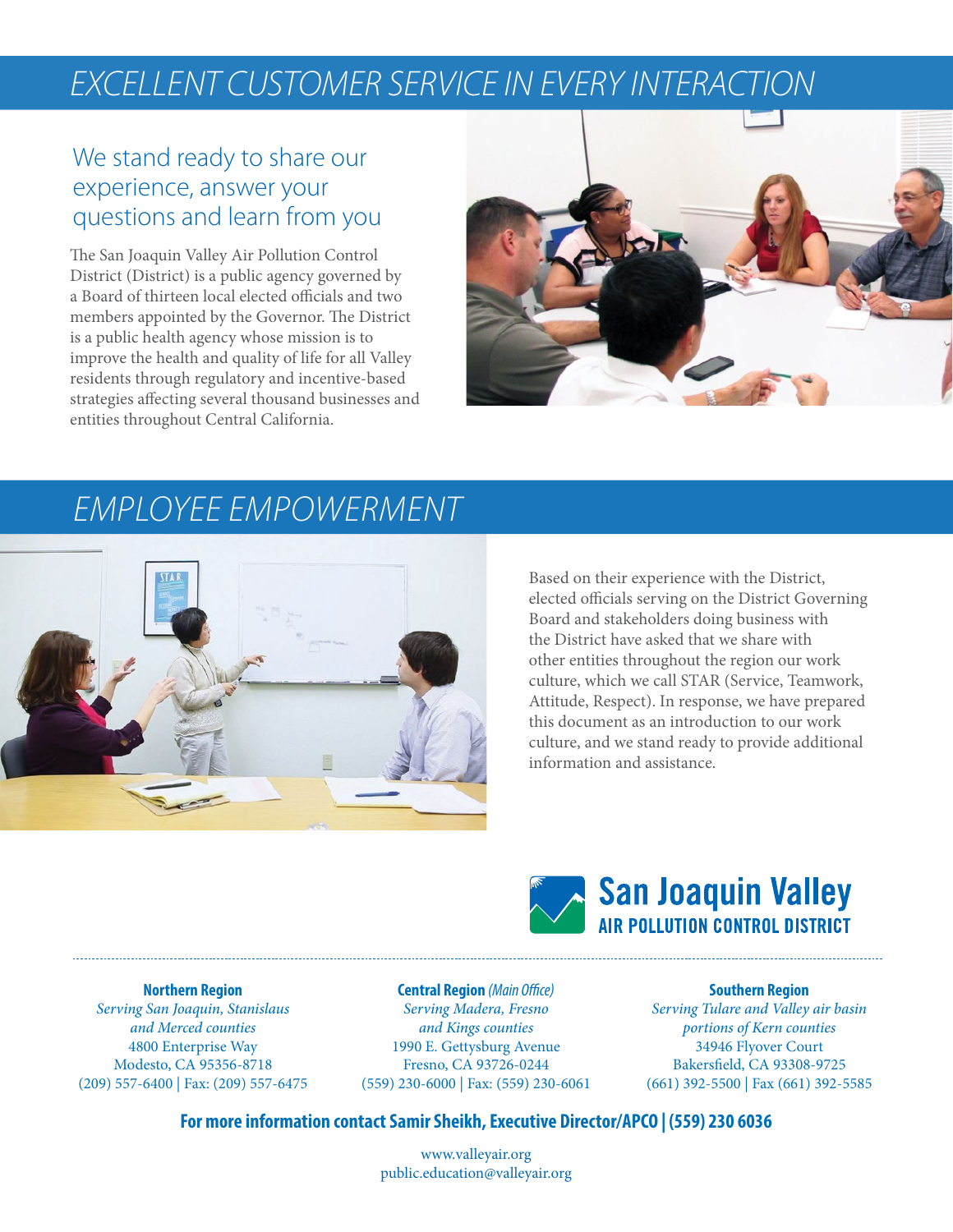# EXCELLENT CUSTOMER SERVICE IN EVERY INTERACTION

## We stand ready to share our experience, answer your questions and learn from you

The San Joaquin Valley Air Pollution Control District (District) is a public agency governed by a Board of thirteen local elected officials and two members appointed by the Governor. The District is a public health agency whose mission is to improve the health and quality of life for all Valley residents through regulatory and incentive-based strategies affecting several thousand businesses and entities throughout Central California.

# EMPLOYEE EMPOWERMENT

Based on their experience with the District, elected officials serving on the District Governing Board and stakeholders doing business with the District have asked that we share with other entities throughout the region our work culture, which we call STAR (Service, Teamwork, Attitude, Respect). In response, we have prepared this document as an introduction to our work culture, and we stand ready to provide additional information and assistance.

**San Joaquin Valley**
**AIR POLLUTION CONTROL DISTRICT**

**Northern Region**
*Serving San Joaquin, Stanislaus and Merced counties*
4800 Enterprise Way
Modesto, CA 95356-8718
(209) 557-6400 | Fax: (209) 557-6475

**Central Region** *(Main Office)*
*Serving Madera, Fresno and Kings counties*
1990 E. Gettysburg Avenue
Fresno, CA 93726-0244
(559) 230-6000 | Fax: (559) 230-6061

**Southern Region**
*Serving Tulare and Valley air basin portions of Kern counties*
34946 Flyover Court
Bakersfield, CA 93308-9725
(661) 392-5500 | Fax (661) 392-5585

**For more information contact Samir Sheikh, Executive Director/APCO | (559) 230 6036**

www.valleyair.org
public.education@valleyair.org